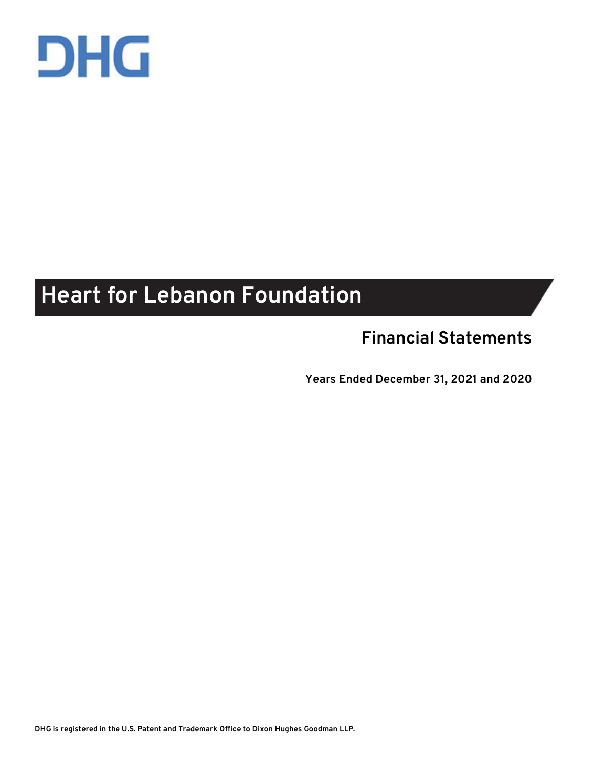DHG

# Heart for Lebanon Foundation

## Financial Statements

**Years Ended December 31, 2021 and 2020**

**DHG is registered in the U.S. Patent and Trademark Office to Dixon Hughes Goodman LLP.**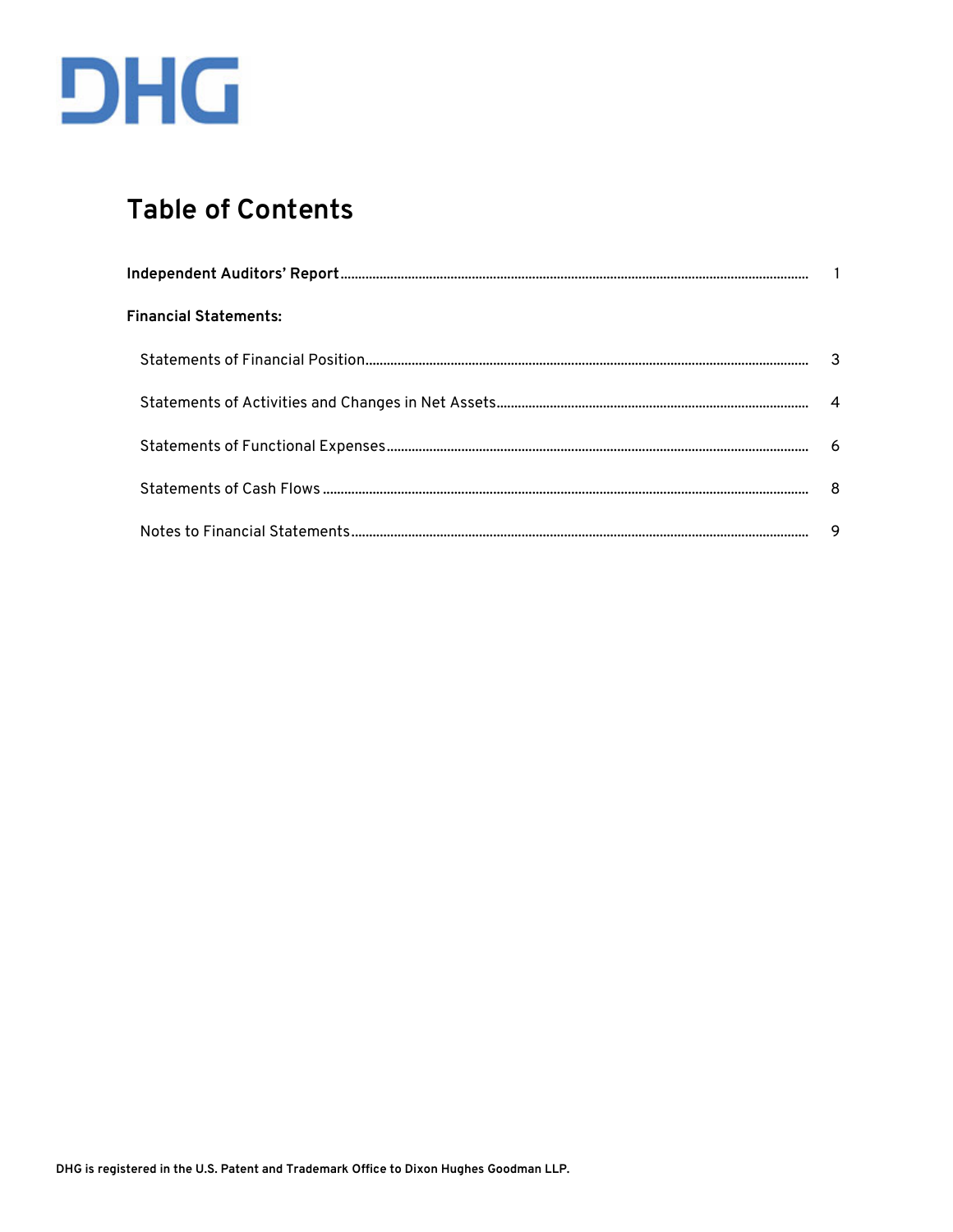DHG

# Table of Contents

| | |
|---|---|
| **Independent Auditors' Report** | 1 |
| **Financial Statements:** | |
| Statements of Financial Position | 3 |
| Statements of Activities and Changes in Net Assets | 4 |
| Statements of Functional Expenses | 6 |
| Statements of Cash Flows | 8 |
| Notes to Financial Statements | 9 |

**DHG is registered in the U.S. Patent and Trademark Office to Dixon Hughes Goodman LLP.**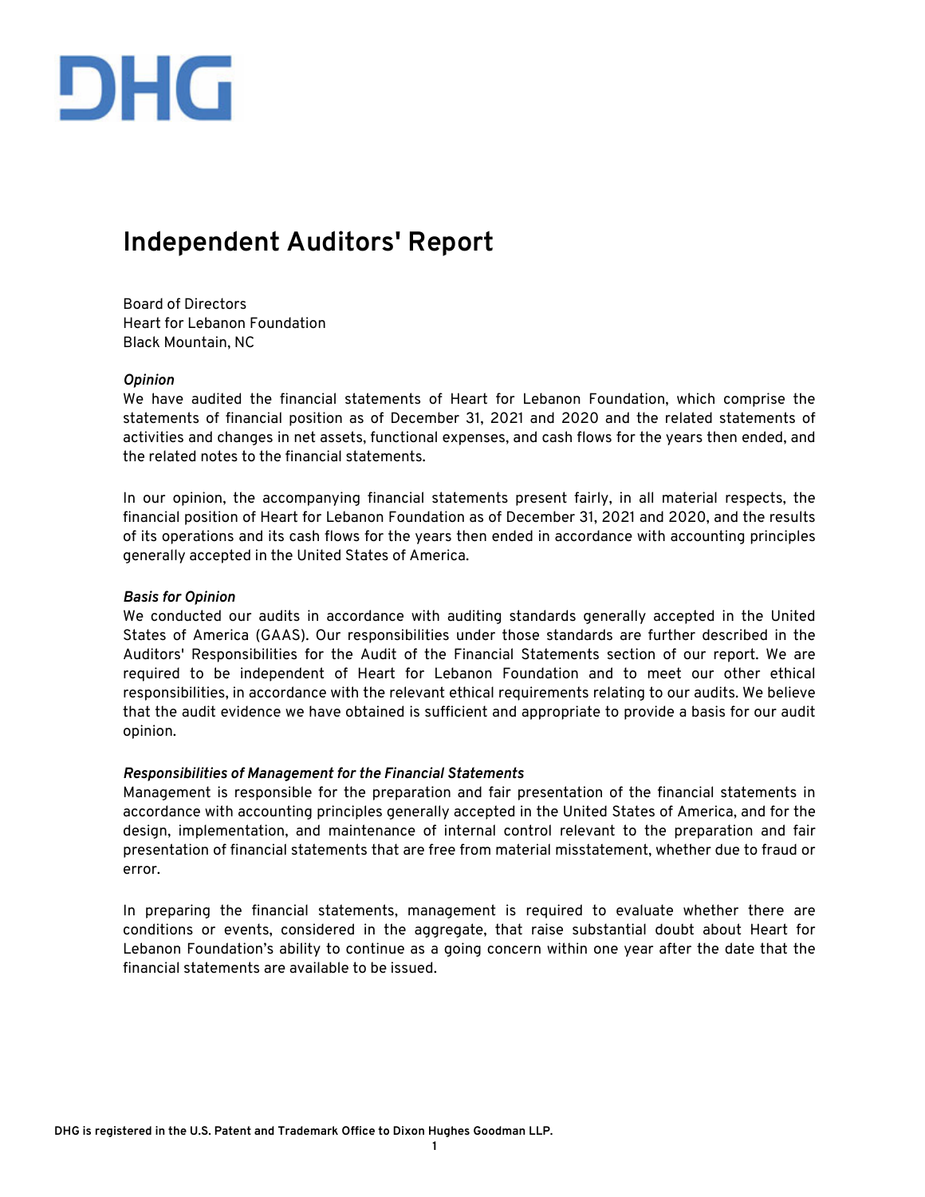DHG

# Independent Auditors' Report

Board of Directors
Heart for Lebanon Foundation
Black Mountain, NC

***Opinion***
We have audited the financial statements of Heart for Lebanon Foundation, which comprise the statements of financial position as of December 31, 2021 and 2020 and the related statements of activities and changes in net assets, functional expenses, and cash flows for the years then ended, and the related notes to the financial statements.

In our opinion, the accompanying financial statements present fairly, in all material respects, the financial position of Heart for Lebanon Foundation as of December 31, 2021 and 2020, and the results of its operations and its cash flows for the years then ended in accordance with accounting principles generally accepted in the United States of America.

***Basis for Opinion***
We conducted our audits in accordance with auditing standards generally accepted in the United States of America (GAAS). Our responsibilities under those standards are further described in the Auditors' Responsibilities for the Audit of the Financial Statements section of our report. We are required to be independent of Heart for Lebanon Foundation and to meet our other ethical responsibilities, in accordance with the relevant ethical requirements relating to our audits. We believe that the audit evidence we have obtained is sufficient and appropriate to provide a basis for our audit opinion.

***Responsibilities of Management for the Financial Statements***
Management is responsible for the preparation and fair presentation of the financial statements in accordance with accounting principles generally accepted in the United States of America, and for the design, implementation, and maintenance of internal control relevant to the preparation and fair presentation of financial statements that are free from material misstatement, whether due to fraud or error.

In preparing the financial statements, management is required to evaluate whether there are conditions or events, considered in the aggregate, that raise substantial doubt about Heart for Lebanon Foundation's ability to continue as a going concern within one year after the date that the financial statements are available to be issued.

DHG is registered in the U.S. Patent and Trademark Office to Dixon Hughes Goodman LLP.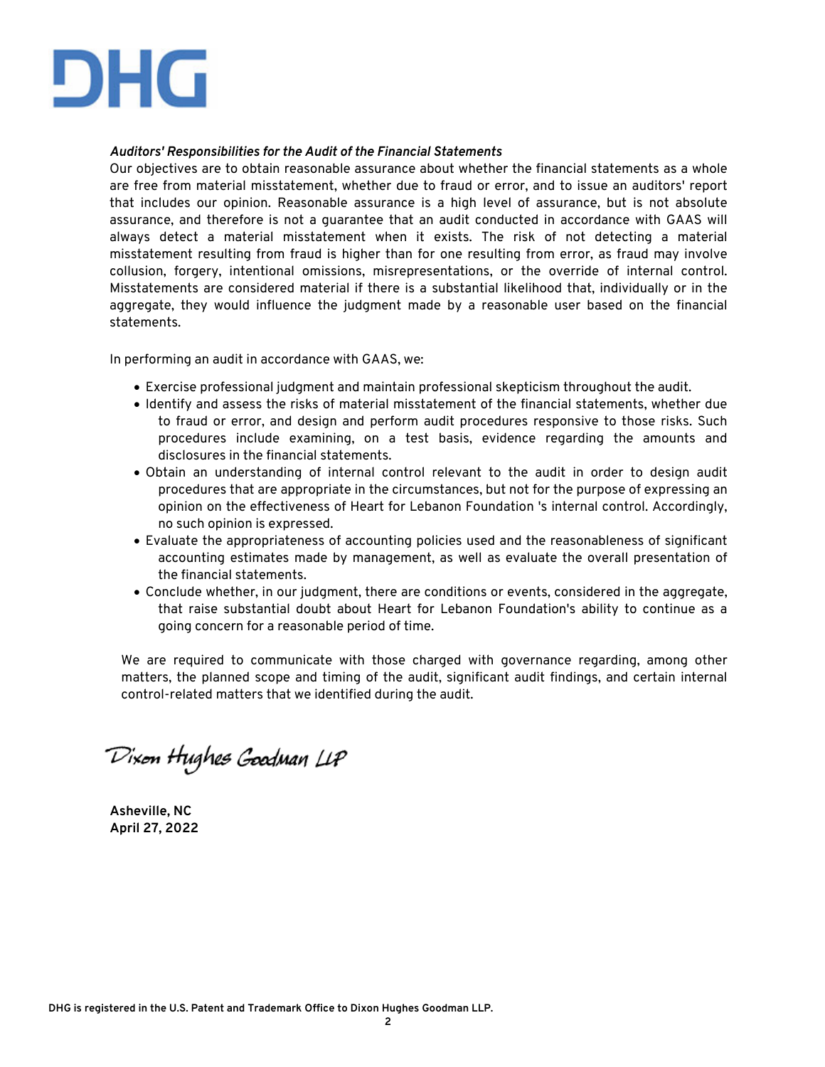***Auditors' Responsibilities for the Audit of the Financial Statements***

Our objectives are to obtain reasonable assurance about whether the financial statements as a whole are free from material misstatement, whether due to fraud or error, and to issue an auditors' report that includes our opinion. Reasonable assurance is a high level of assurance, but is not absolute assurance, and therefore is not a guarantee that an audit conducted in accordance with GAAS will always detect a material misstatement when it exists. The risk of not detecting a material misstatement resulting from fraud is higher than for one resulting from error, as fraud may involve collusion, forgery, intentional omissions, misrepresentations, or the override of internal control. Misstatements are considered material if there is a substantial likelihood that, individually or in the aggregate, they would influence the judgment made by a reasonable user based on the financial statements.

In performing an audit in accordance with GAAS, we:

- Exercise professional judgment and maintain professional skepticism throughout the audit.
- Identify and assess the risks of material misstatement of the financial statements, whether due to fraud or error, and design and perform audit procedures responsive to those risks. Such procedures include examining, on a test basis, evidence regarding the amounts and disclosures in the financial statements.
- Obtain an understanding of internal control relevant to the audit in order to design audit procedures that are appropriate in the circumstances, but not for the purpose of expressing an opinion on the effectiveness of Heart for Lebanon Foundation 's internal control. Accordingly, no such opinion is expressed.
- Evaluate the appropriateness of accounting policies used and the reasonableness of significant accounting estimates made by management, as well as evaluate the overall presentation of the financial statements.
- Conclude whether, in our judgment, there are conditions or events, considered in the aggregate, that raise substantial doubt about Heart for Lebanon Foundation's ability to continue as a going concern for a reasonable period of time.

We are required to communicate with those charged with governance regarding, among other matters, the planned scope and timing of the audit, significant audit findings, and certain internal control-related matters that we identified during the audit.

*Dixon Hughes Goodman LLP*

**Asheville, NC**
**April 27, 2022**

DHG is registered in the U.S. Patent and Trademark Office to Dixon Hughes Goodman LLP.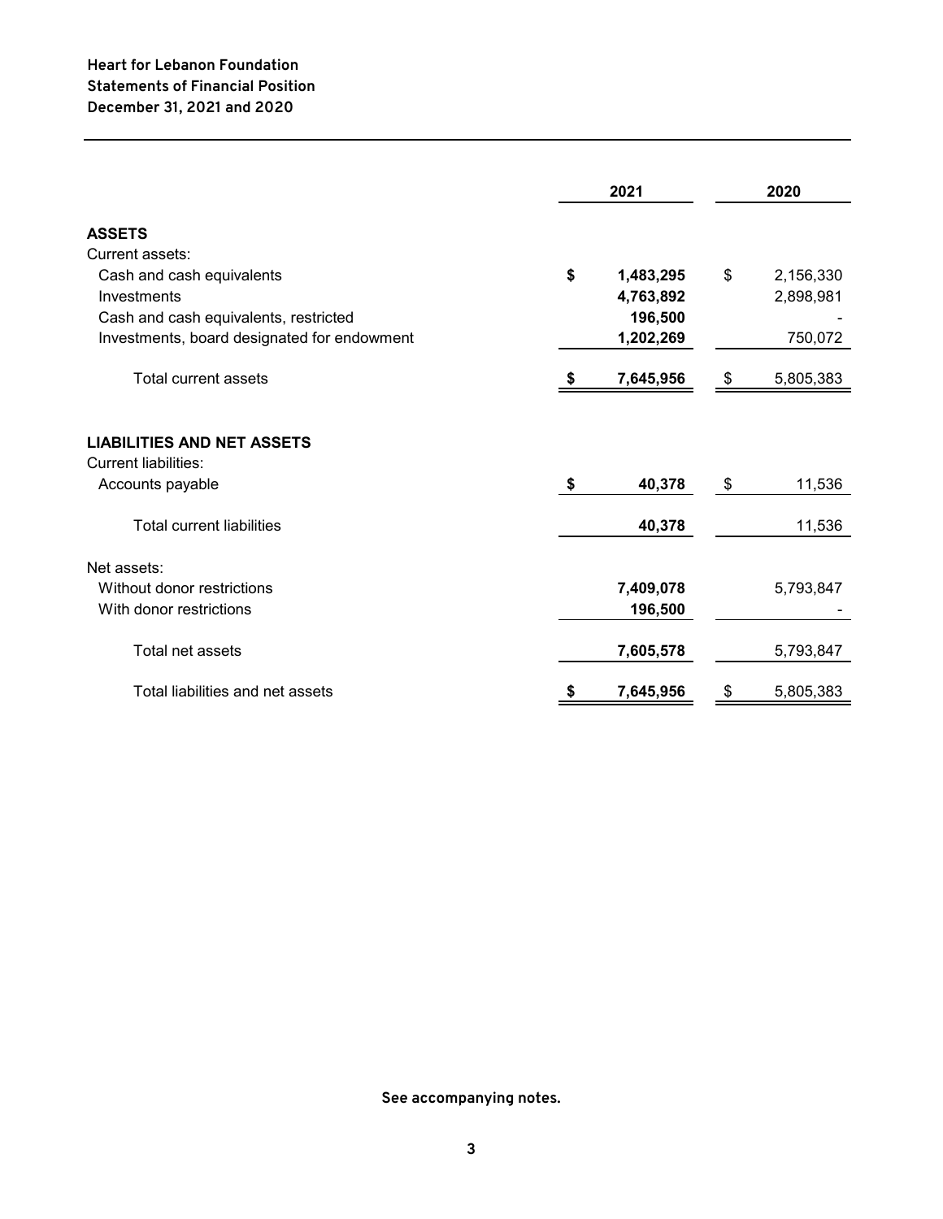**Heart for Lebanon Foundation**
**Statements of Financial Position**
**December 31, 2021 and 2020**

| | 2021 | 2020 |
|---|---|---|
| **ASSETS** | | |
| Current assets: | | |
| Cash and cash equivalents | **$ 1,483,295** | $ 2,156,330 |
| Investments | **4,763,892** | 2,898,981 |
| Cash and cash equivalents, restricted | **196,500** | - |
| Investments, board designated for endowment | **1,202,269** | 750,072 |
| Total current assets | **$ 7,645,956** | $ 5,805,383 |
| | | |
| **LIABILITIES AND NET ASSETS** | | |
| Current liabilities: | | |
| Accounts payable | **$ 40,378** | $ 11,536 |
| Total current liabilities | **40,378** | 11,536 |
| Net assets: | | |
| Without donor restrictions | **7,409,078** | 5,793,847 |
| With donor restrictions | **196,500** | - |
| Total net assets | **7,605,578** | 5,793,847 |
| Total liabilities and net assets | **$ 7,645,956** | $ 5,805,383 |

**See accompanying notes.**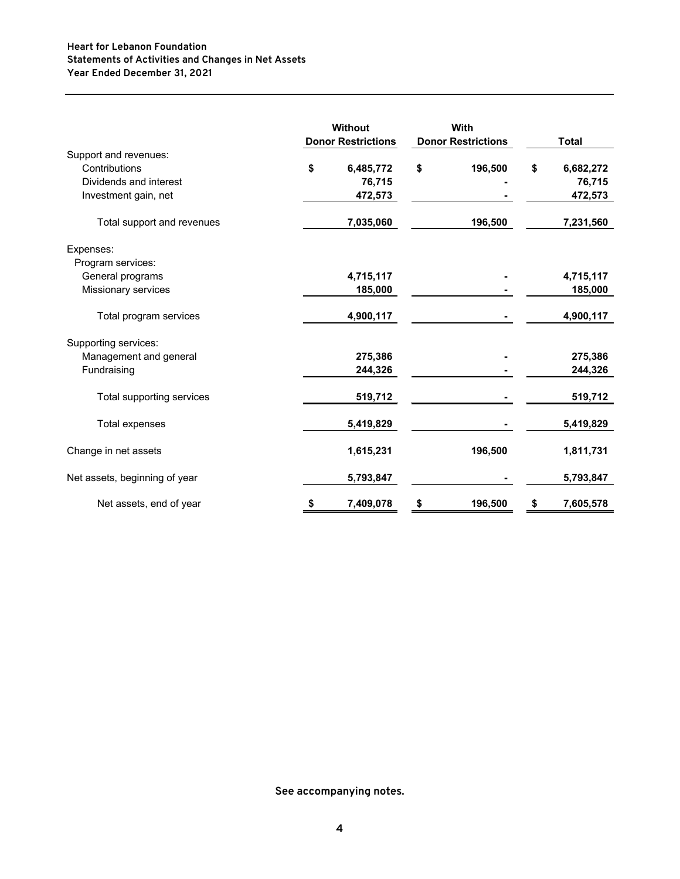**Heart for Lebanon Foundation**
**Statements of Activities and Changes in Net Assets**
**Year Ended December 31, 2021**

| | Without Donor Restrictions | With Donor Restrictions | Total |
|---|---|---|---|
| Support and revenues: | | | |
| Contributions | $ 6,485,772 | $ 196,500 | $ 6,682,272 |
| Dividends and interest | 76,715 | - | 76,715 |
| Investment gain, net | 472,573 | - | 472,573 |
| Total support and revenues | 7,035,060 | 196,500 | 7,231,560 |
| Expenses: | | | |
| Program services: | | | |
| General programs | 4,715,117 | - | 4,715,117 |
| Missionary services | 185,000 | - | 185,000 |
| Total program services | 4,900,117 | - | 4,900,117 |
| Supporting services: | | | |
| Management and general | 275,386 | - | 275,386 |
| Fundraising | 244,326 | - | 244,326 |
| Total supporting services | 519,712 | - | 519,712 |
| Total expenses | 5,419,829 | - | 5,419,829 |
| Change in net assets | 1,615,231 | 196,500 | 1,811,731 |
| Net assets, beginning of year | 5,793,847 | - | 5,793,847 |
| Net assets, end of year | $ 7,409,078 | $ 196,500 | $ 7,605,578 |

**See accompanying notes.**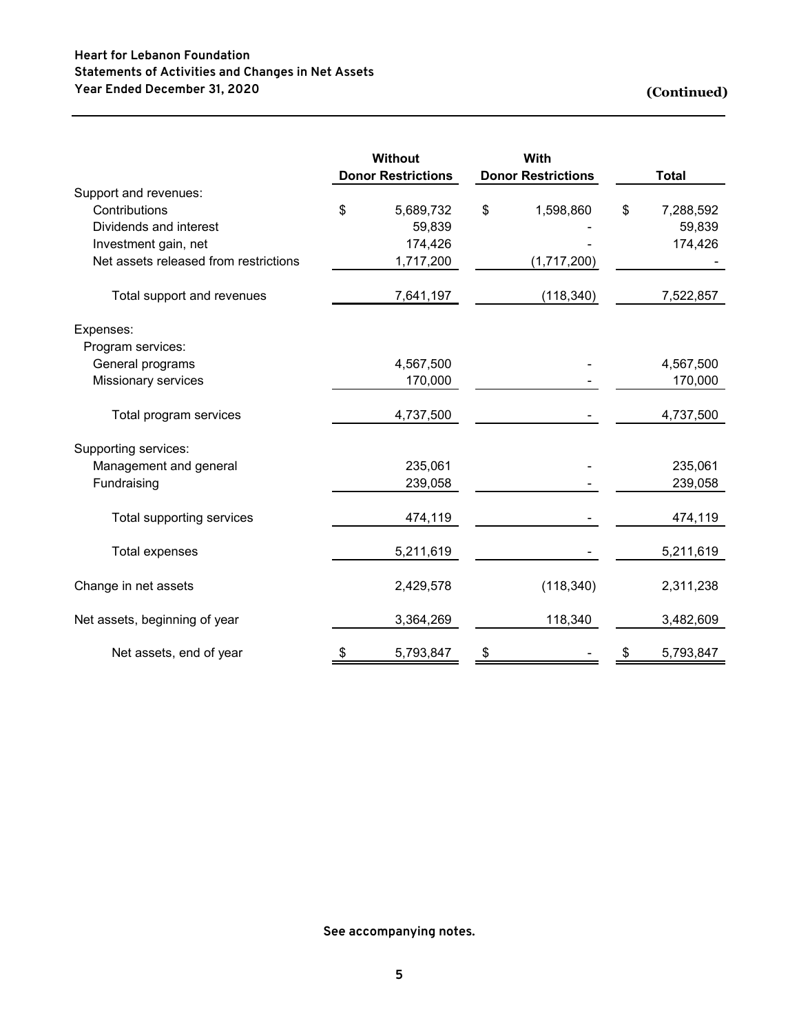**Heart for Lebanon Foundation**
**Statements of Activities and Changes in Net Assets**
**Year Ended December 31, 2020**

**(Continued)**

| | Without Donor Restrictions | With Donor Restrictions | Total |
|---|---|---|---|
| Support and revenues: | | | |
| Contributions | $ 5,689,732 | $ 1,598,860 | $ 7,288,592 |
| Dividends and interest | 59,839 | - | 59,839 |
| Investment gain, net | 174,426 | - | 174,426 |
| Net assets released from restrictions | 1,717,200 | (1,717,200) | - |
| Total support and revenues | 7,641,197 | (118,340) | 7,522,857 |
| Expenses: | | | |
| Program services: | | | |
| General programs | 4,567,500 | - | 4,567,500 |
| Missionary services | 170,000 | - | 170,000 |
| Total program services | 4,737,500 | - | 4,737,500 |
| Supporting services: | | | |
| Management and general | 235,061 | - | 235,061 |
| Fundraising | 239,058 | - | 239,058 |
| Total supporting services | 474,119 | - | 474,119 |
| Total expenses | 5,211,619 | - | 5,211,619 |
| Change in net assets | 2,429,578 | (118,340) | 2,311,238 |
| Net assets, beginning of year | 3,364,269 | 118,340 | 3,482,609 |
| Net assets, end of year | $ 5,793,847 | $ - | $ 5,793,847 |

**See accompanying notes.**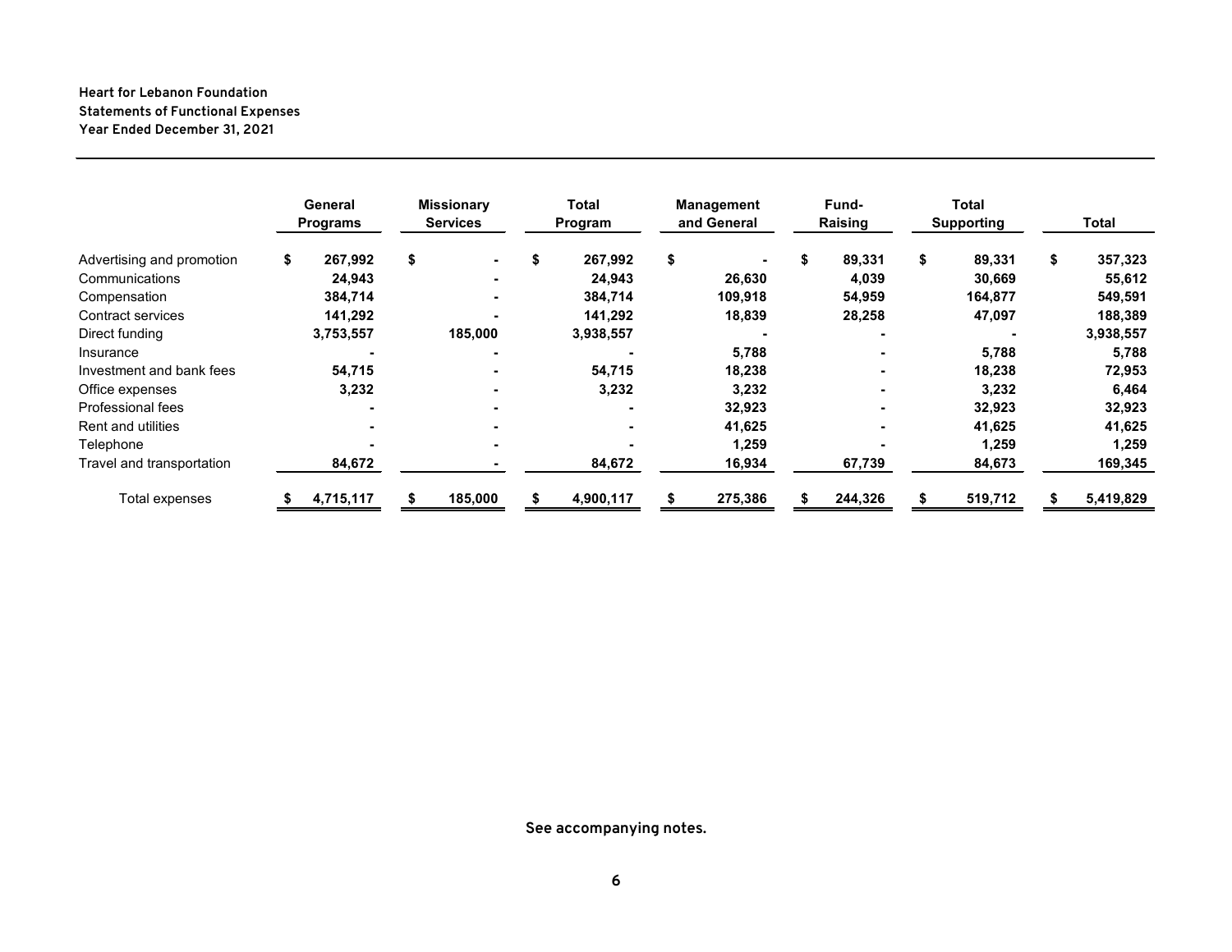**Heart for Lebanon Foundation**
**Statements of Functional Expenses**
**Year Ended December 31, 2021**

| | General Programs | Missionary Services | Total Program | Management and General | Fund-Raising | Total Supporting | Total |
|---|---|---|---|---|---|---|---|
| Advertising and promotion | $ 267,992 | $ - | $ 267,992 | $ - | $ 89,331 | $ 89,331 | $ 357,323 |
| Communications | 24,943 | - | 24,943 | 26,630 | 4,039 | 30,669 | 55,612 |
| Compensation | 384,714 | - | 384,714 | 109,918 | 54,959 | 164,877 | 549,591 |
| Contract services | 141,292 | - | 141,292 | 18,839 | 28,258 | 47,097 | 188,389 |
| Direct funding | 3,753,557 | 185,000 | 3,938,557 | - | - | - | 3,938,557 |
| Insurance | - | - | - | 5,788 | - | 5,788 | 5,788 |
| Investment and bank fees | 54,715 | - | 54,715 | 18,238 | - | 18,238 | 72,953 |
| Office expenses | 3,232 | - | 3,232 | 3,232 | - | 3,232 | 6,464 |
| Professional fees | - | - | - | 32,923 | - | 32,923 | 32,923 |
| Rent and utilities | - | - | - | 41,625 | - | 41,625 | 41,625 |
| Telephone | - | - | - | 1,259 | - | 1,259 | 1,259 |
| Travel and transportation | 84,672 | - | 84,672 | 16,934 | 67,739 | 84,673 | 169,345 |
| Total expenses | $ 4,715,117 | $ 185,000 | $ 4,900,117 | $ 275,386 | $ 244,326 | $ 519,712 | $ 5,419,829 |

See accompanying notes.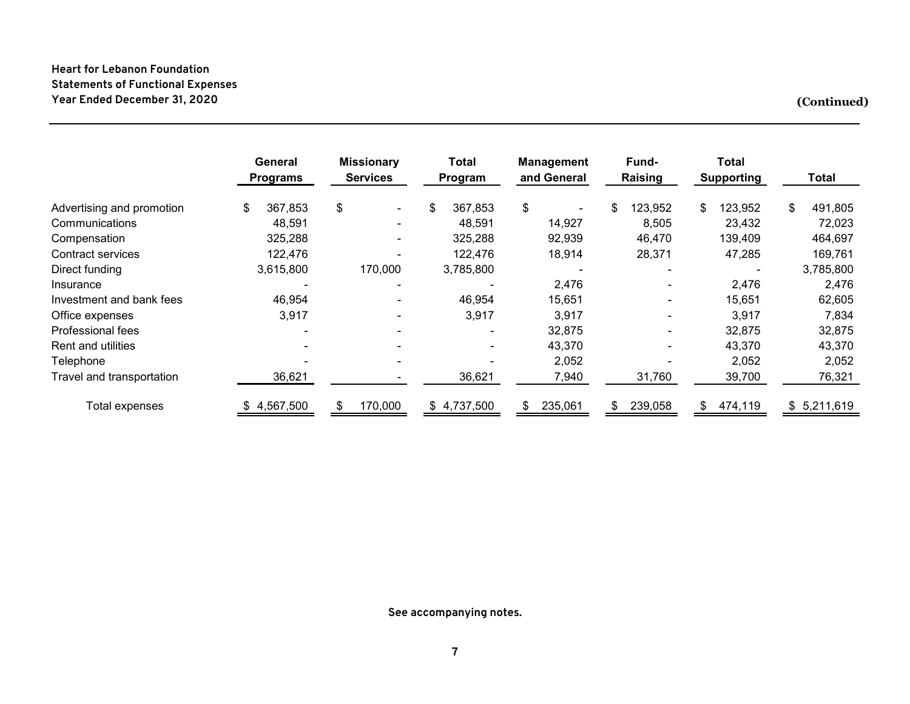**Heart for Lebanon Foundation**
**Statements of Functional Expenses**
**Year Ended December 31, 2020**

**(Continued)**

| | General Programs | Missionary Services | Total Program | Management and General | Fund-Raising | Total Supporting | Total |
|---|---|---|---|---|---|---|---|
| Advertising and promotion | $ 367,853 | $ - | $ 367,853 | $ - | $ 123,952 | $ 123,952 | $ 491,805 |
| Communications | 48,591 | - | 48,591 | 14,927 | 8,505 | 23,432 | 72,023 |
| Compensation | 325,288 | - | 325,288 | 92,939 | 46,470 | 139,409 | 464,697 |
| Contract services | 122,476 | - | 122,476 | 18,914 | 28,371 | 47,285 | 169,761 |
| Direct funding | 3,615,800 | 170,000 | 3,785,800 | - | - | - | 3,785,800 |
| Insurance | - | - | - | 2,476 | - | 2,476 | 2,476 |
| Investment and bank fees | 46,954 | - | 46,954 | 15,651 | - | 15,651 | 62,605 |
| Office expenses | 3,917 | - | 3,917 | 3,917 | - | 3,917 | 7,834 |
| Professional fees | - | - | - | 32,875 | - | 32,875 | 32,875 |
| Rent and utilities | - | - | - | 43,370 | - | 43,370 | 43,370 |
| Telephone | - | - | - | 2,052 | - | 2,052 | 2,052 |
| Travel and transportation | 36,621 | - | 36,621 | 7,940 | 31,760 | 39,700 | 76,321 |
| Total expenses | $ 4,567,500 | $ 170,000 | $ 4,737,500 | $ 235,061 | $ 239,058 | $ 474,119 | $ 5,211,619 |

**See accompanying notes.**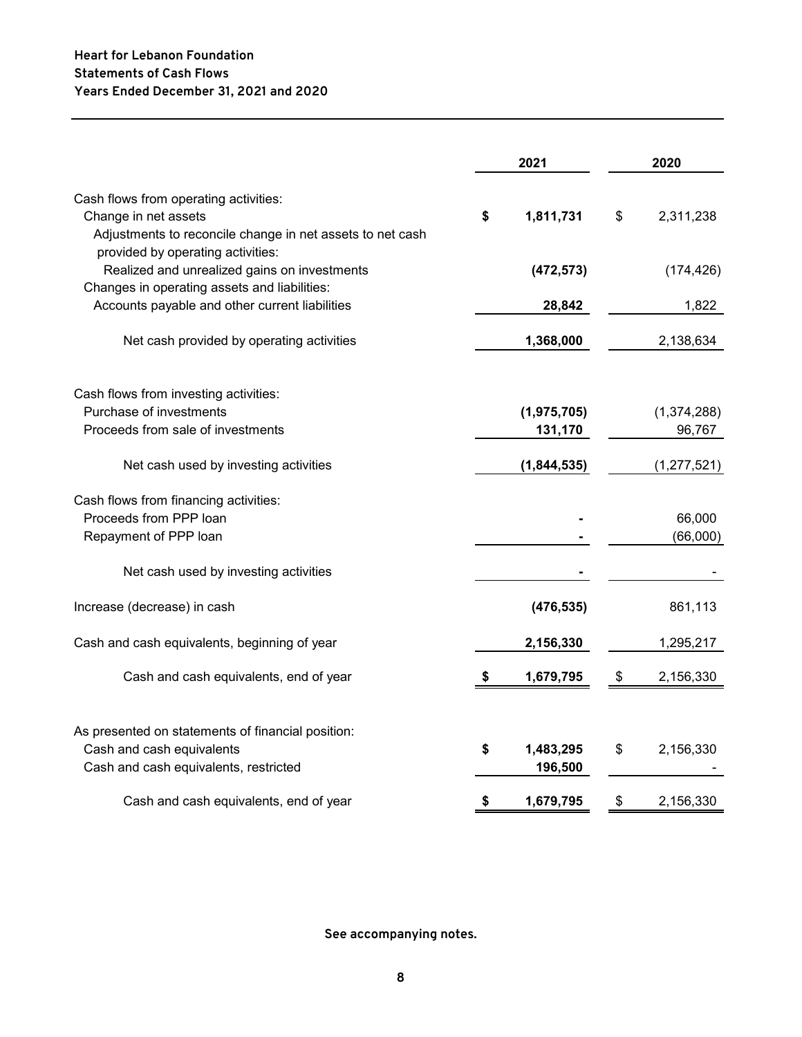**Heart for Lebanon Foundation**
**Statements of Cash Flows**
**Years Ended December 31, 2021 and 2020**

| | 2021 | 2020 |
|---|---|---|
| Cash flows from operating activities: | | |
| Change in net assets | **$ 1,811,731** | $ 2,311,238 |
| Adjustments to reconcile change in net assets to net cash provided by operating activities: | | |
| Realized and unrealized gains on investments | **(472,573)** | (174,426) |
| Changes in operating assets and liabilities: | | |
| Accounts payable and other current liabilities | **28,842** | 1,822 |
| Net cash provided by operating activities | **1,368,000** | 2,138,634 |
| Cash flows from investing activities: | | |
| Purchase of investments | **(1,975,705)** | (1,374,288) |
| Proceeds from sale of investments | **131,170** | 96,767 |
| Net cash used by investing activities | **(1,844,535)** | (1,277,521) |
| Cash flows from financing activities: | | |
| Proceeds from PPP loan | **-** | 66,000 |
| Repayment of PPP loan | **-** | (66,000) |
| Net cash used by investing activities | **-** | - |
| Increase (decrease) in cash | **(476,535)** | 861,113 |
| Cash and cash equivalents, beginning of year | **2,156,330** | 1,295,217 |
| Cash and cash equivalents, end of year | **$ 1,679,795** | $ 2,156,330 |
| As presented on statements of financial position: | | |
| Cash and cash equivalents | **$ 1,483,295** | $ 2,156,330 |
| Cash and cash equivalents, restricted | **196,500** | - |
| Cash and cash equivalents, end of year | **$ 1,679,795** | $ 2,156,330 |

**See accompanying notes.**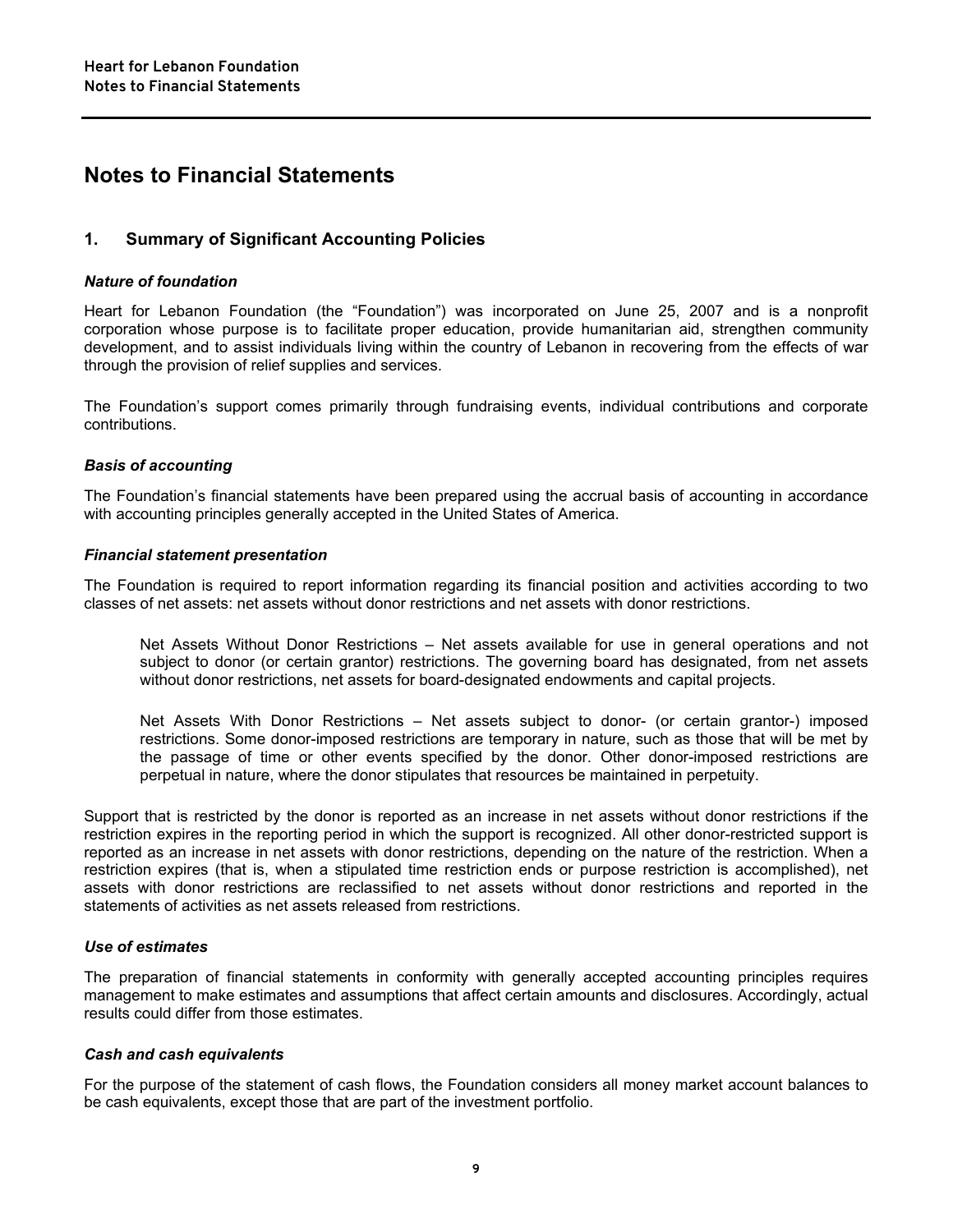# Notes to Financial Statements

## 1. Summary of Significant Accounting Policies

### *Nature of foundation*

Heart for Lebanon Foundation (the "Foundation") was incorporated on June 25, 2007 and is a nonprofit corporation whose purpose is to facilitate proper education, provide humanitarian aid, strengthen community development, and to assist individuals living within the country of Lebanon in recovering from the effects of war through the provision of relief supplies and services.

The Foundation's support comes primarily through fundraising events, individual contributions and corporate contributions.

### *Basis of accounting*

The Foundation's financial statements have been prepared using the accrual basis of accounting in accordance with accounting principles generally accepted in the United States of America.

### *Financial statement presentation*

The Foundation is required to report information regarding its financial position and activities according to two classes of net assets: net assets without donor restrictions and net assets with donor restrictions.

> Net Assets Without Donor Restrictions – Net assets available for use in general operations and not subject to donor (or certain grantor) restrictions. The governing board has designated, from net assets without donor restrictions, net assets for board-designated endowments and capital projects.
>
> Net Assets With Donor Restrictions – Net assets subject to donor- (or certain grantor-) imposed restrictions. Some donor-imposed restrictions are temporary in nature, such as those that will be met by the passage of time or other events specified by the donor. Other donor-imposed restrictions are perpetual in nature, where the donor stipulates that resources be maintained in perpetuity.

Support that is restricted by the donor is reported as an increase in net assets without donor restrictions if the restriction expires in the reporting period in which the support is recognized. All other donor-restricted support is reported as an increase in net assets with donor restrictions, depending on the nature of the restriction. When a restriction expires (that is, when a stipulated time restriction ends or purpose restriction is accomplished), net assets with donor restrictions are reclassified to net assets without donor restrictions and reported in the statements of activities as net assets released from restrictions.

### *Use of estimates*

The preparation of financial statements in conformity with generally accepted accounting principles requires management to make estimates and assumptions that affect certain amounts and disclosures. Accordingly, actual results could differ from those estimates.

### *Cash and cash equivalents*

For the purpose of the statement of cash flows, the Foundation considers all money market account balances to be cash equivalents, except those that are part of the investment portfolio.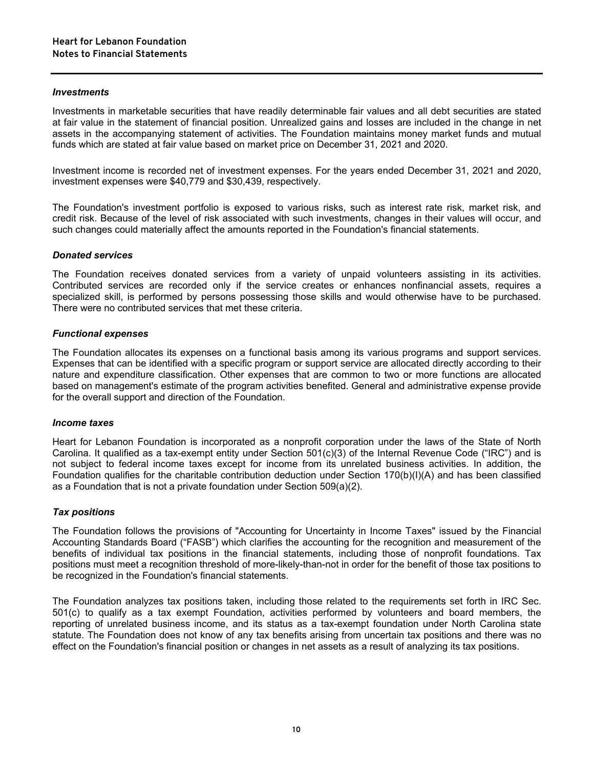### *Investments*

Investments in marketable securities that have readily determinable fair values and all debt securities are stated at fair value in the statement of financial position. Unrealized gains and losses are included in the change in net assets in the accompanying statement of activities. The Foundation maintains money market funds and mutual funds which are stated at fair value based on market price on December 31, 2021 and 2020.

Investment income is recorded net of investment expenses. For the years ended December 31, 2021 and 2020, investment expenses were $40,779 and $30,439, respectively.

The Foundation's investment portfolio is exposed to various risks, such as interest rate risk, market risk, and credit risk. Because of the level of risk associated with such investments, changes in their values will occur, and such changes could materially affect the amounts reported in the Foundation's financial statements.

### *Donated services*

The Foundation receives donated services from a variety of unpaid volunteers assisting in its activities. Contributed services are recorded only if the service creates or enhances nonfinancial assets, requires a specialized skill, is performed by persons possessing those skills and would otherwise have to be purchased. There were no contributed services that met these criteria.

### *Functional expenses*

The Foundation allocates its expenses on a functional basis among its various programs and support services. Expenses that can be identified with a specific program or support service are allocated directly according to their nature and expenditure classification. Other expenses that are common to two or more functions are allocated based on management's estimate of the program activities benefited. General and administrative expense provide for the overall support and direction of the Foundation.

### *Income taxes*

Heart for Lebanon Foundation is incorporated as a nonprofit corporation under the laws of the State of North Carolina. It qualified as a tax-exempt entity under Section 501(c)(3) of the Internal Revenue Code ("IRC") and is not subject to federal income taxes except for income from its unrelated business activities. In addition, the Foundation qualifies for the charitable contribution deduction under Section 170(b)(I)(A) and has been classified as a Foundation that is not a private foundation under Section 509(a)(2).

### *Tax positions*

The Foundation follows the provisions of "Accounting for Uncertainty in Income Taxes" issued by the Financial Accounting Standards Board ("FASB") which clarifies the accounting for the recognition and measurement of the benefits of individual tax positions in the financial statements, including those of nonprofit foundations. Tax positions must meet a recognition threshold of more-likely-than-not in order for the benefit of those tax positions to be recognized in the Foundation's financial statements.

The Foundation analyzes tax positions taken, including those related to the requirements set forth in IRC Sec. 501(c) to qualify as a tax exempt Foundation, activities performed by volunteers and board members, the reporting of unrelated business income, and its status as a tax-exempt foundation under North Carolina state statute. The Foundation does not know of any tax benefits arising from uncertain tax positions and there was no effect on the Foundation's financial position or changes in net assets as a result of analyzing its tax positions.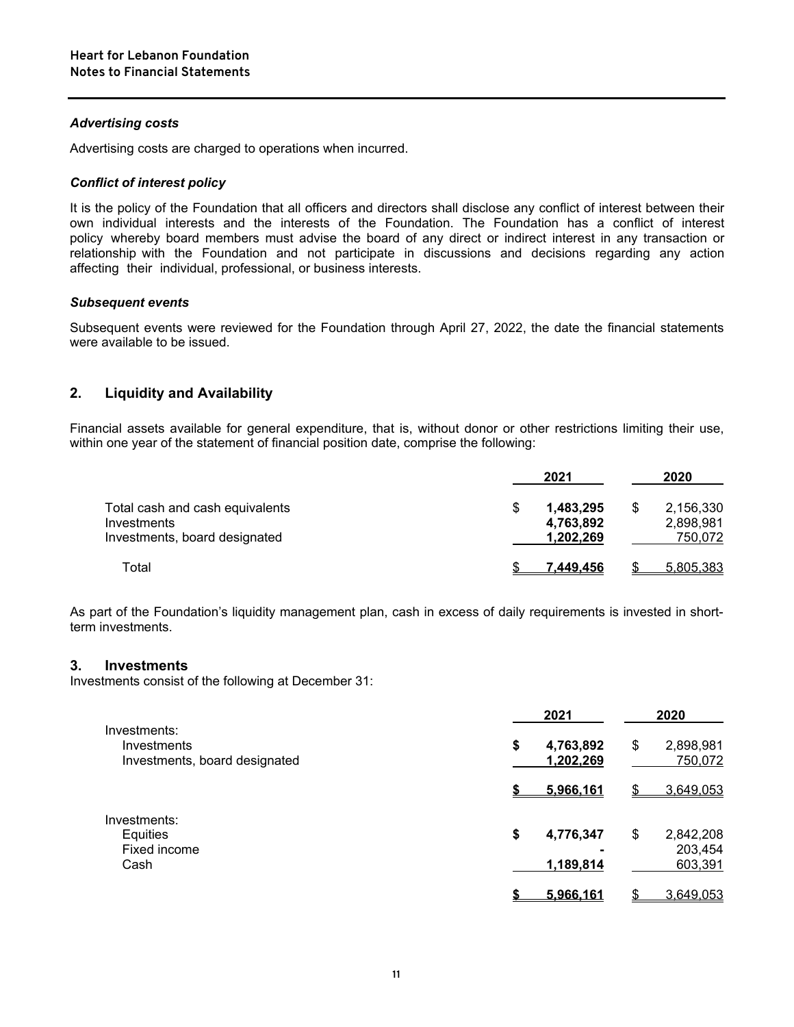### *Advertising costs*

Advertising costs are charged to operations when incurred.

### *Conflict of interest policy*

It is the policy of the Foundation that all officers and directors shall disclose any conflict of interest between their own individual interests and the interests of the Foundation. The Foundation has a conflict of interest policy whereby board members must advise the board of any direct or indirect interest in any transaction or relationship with the Foundation and not participate in discussions and decisions regarding any action affecting their individual, professional, or business interests.

### *Subsequent events*

Subsequent events were reviewed for the Foundation through April 27, 2022, the date the financial statements were available to be issued.

## 2. Liquidity and Availability

Financial assets available for general expenditure, that is, without donor or other restrictions limiting their use, within one year of the statement of financial position date, comprise the following:

| | 2021 | 2020 |
|---|---|---|
| Total cash and cash equivalents | $ **1,483,295** | $ 2,156,330 |
| Investments | **4,763,892** | 2,898,981 |
| Investments, board designated | **1,202,269** | 750,072 |
| Total | $ **7,449,456** | $ 5,805,383 |

As part of the Foundation's liquidity management plan, cash in excess of daily requirements is invested in short-term investments.

## 3. Investments

Investments consist of the following at December 31:

| | 2021 | 2020 |
|---|---|---|
| Investments: | | |
| Investments | **$ 4,763,892** | $ 2,898,981 |
| Investments, board designated | **1,202,269** | 750,072 |
| | **$ 5,966,161** | $ 3,649,053 |
| Investments: | | |
| Equities | **$ 4,776,347** | $ 2,842,208 |
| Fixed income | **-** | 203,454 |
| Cash | **1,189,814** | 603,391 |
| | **$ 5,966,161** | $ 3,649,053 |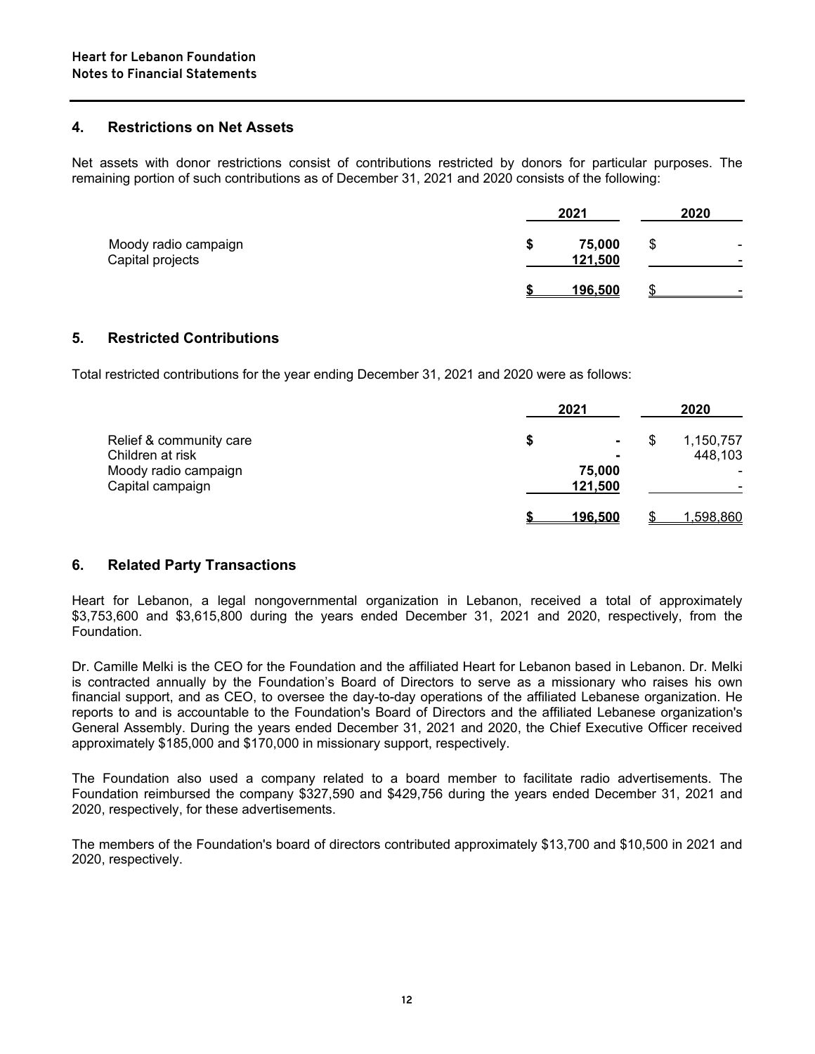**Heart for Lebanon Foundation**
**Notes to Financial Statements**

## 4. Restrictions on Net Assets

Net assets with donor restrictions consist of contributions restricted by donors for particular purposes. The remaining portion of such contributions as of December 31, 2021 and 2020 consists of the following:

| | 2021 | 2020 |
|---|---|---|
| Moody radio campaign | **$ 75,000** | $ - |
| Capital projects | **121,500** | - |
| | **$ 196,500** | $ - |

## 5. Restricted Contributions

Total restricted contributions for the year ending December 31, 2021 and 2020 were as follows:

| | 2021 | 2020 |
|---|---|---|
| Relief & community care | **$ -** | $ 1,150,757 |
| Children at risk | **-** | 448,103 |
| Moody radio campaign | **75,000** | - |
| Capital campaign | **121,500** | - |
| | **$ 196,500** | $ 1,598,860 |

## 6. Related Party Transactions

Heart for Lebanon, a legal nongovernmental organization in Lebanon, received a total of approximately $3,753,600 and $3,615,800 during the years ended December 31, 2021 and 2020, respectively, from the Foundation.

Dr. Camille Melki is the CEO for the Foundation and the affiliated Heart for Lebanon based in Lebanon. Dr. Melki is contracted annually by the Foundation's Board of Directors to serve as a missionary who raises his own financial support, and as CEO, to oversee the day-to-day operations of the affiliated Lebanese organization. He reports to and is accountable to the Foundation's Board of Directors and the affiliated Lebanese organization's General Assembly. During the years ended December 31, 2021 and 2020, the Chief Executive Officer received approximately $185,000 and $170,000 in missionary support, respectively.

The Foundation also used a company related to a board member to facilitate radio advertisements. The Foundation reimbursed the company $327,590 and $429,756 during the years ended December 31, 2021 and 2020, respectively, for these advertisements.

The members of the Foundation's board of directors contributed approximately $13,700 and $10,500 in 2021 and 2020, respectively.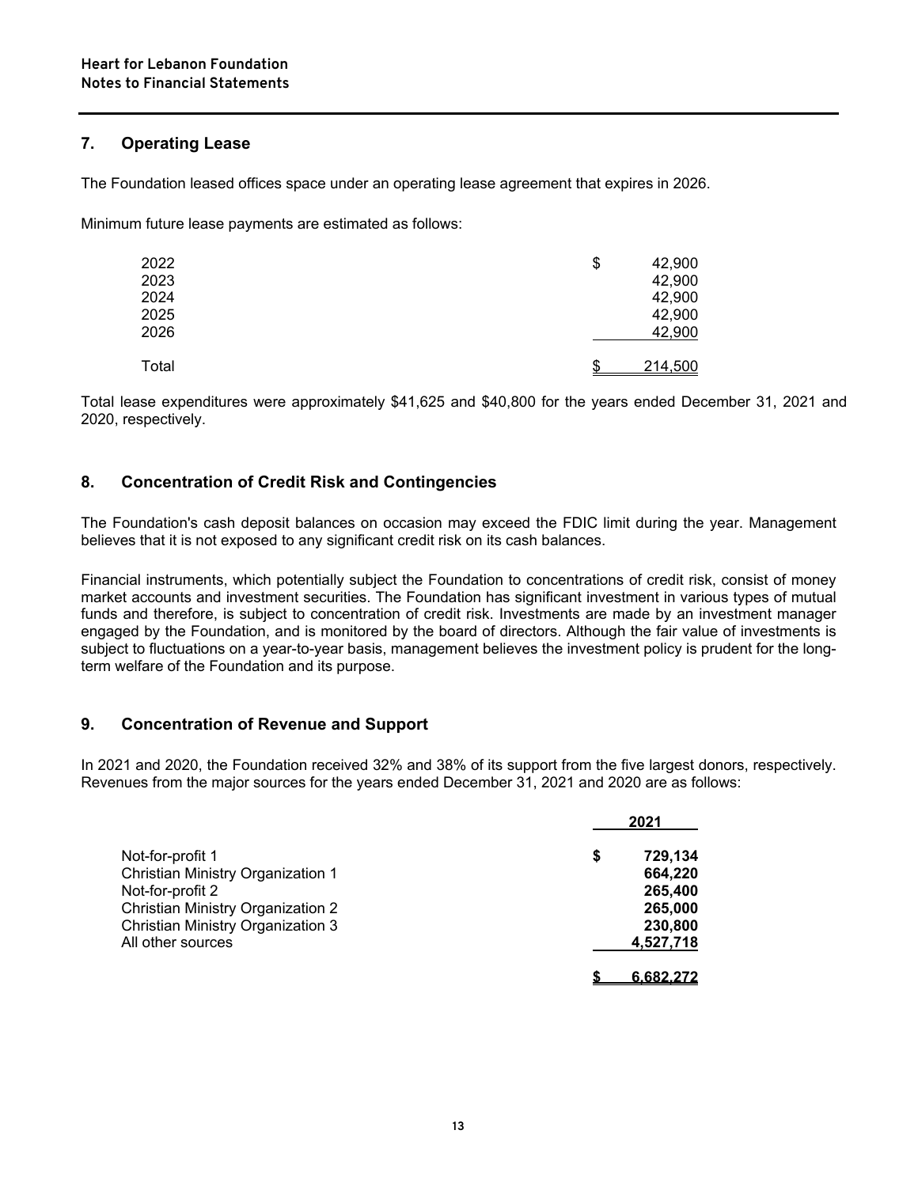**Heart for Lebanon Foundation**
**Notes to Financial Statements**

## 7. Operating Lease

The Foundation leased offices space under an operating lease agreement that expires in 2026.

Minimum future lease payments are estimated as follows:

| | |
|---|---|
| 2022 | $ 42,900 |
| 2023 | 42,900 |
| 2024 | 42,900 |
| 2025 | 42,900 |
| 2026 | 42,900 |
| Total | $ 214,500 |

Total lease expenditures were approximately $41,625 and $40,800 for the years ended December 31, 2021 and 2020, respectively.

## 8. Concentration of Credit Risk and Contingencies

The Foundation's cash deposit balances on occasion may exceed the FDIC limit during the year. Management believes that it is not exposed to any significant credit risk on its cash balances.

Financial instruments, which potentially subject the Foundation to concentrations of credit risk, consist of money market accounts and investment securities. The Foundation has significant investment in various types of mutual funds and therefore, is subject to concentration of credit risk. Investments are made by an investment manager engaged by the Foundation, and is monitored by the board of directors. Although the fair value of investments is subject to fluctuations on a year-to-year basis, management believes the investment policy is prudent for the long-term welfare of the Foundation and its purpose.

## 9. Concentration of Revenue and Support

In 2021 and 2020, the Foundation received 32% and 38% of its support from the five largest donors, respectively. Revenues from the major sources for the years ended December 31, 2021 and 2020 are as follows:

| | **2021** |
|---|---|
| Not-for-profit 1 | **$ 729,134** |
| Christian Ministry Organization 1 | **664,220** |
| Not-for-profit 2 | **265,400** |
| Christian Ministry Organization 2 | **265,000** |
| Christian Ministry Organization 3 | **230,800** |
| All other sources | **4,527,718** |
| | **$ 6,682,272** |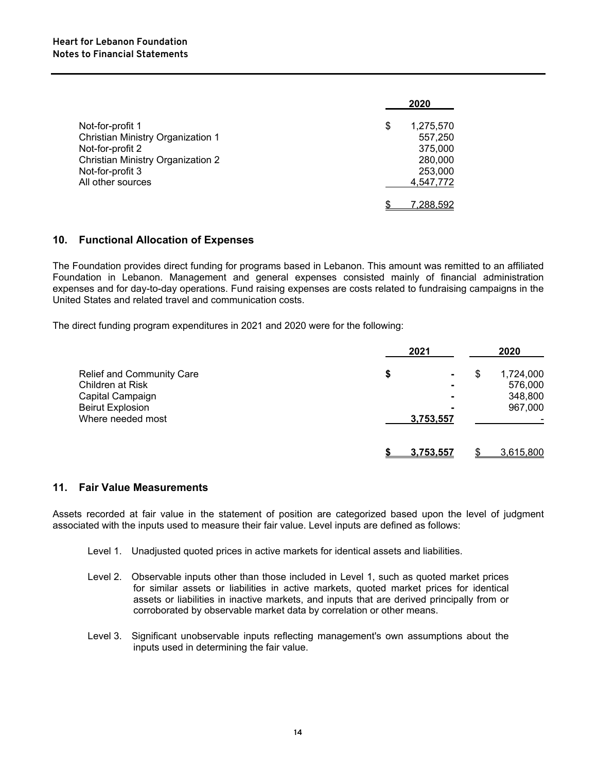| | 2020 |
|---|---|
| Not-for-profit 1 | $ 1,275,570 |
| Christian Ministry Organization 1 | 557,250 |
| Not-for-profit 2 | 375,000 |
| Christian Ministry Organization 2 | 280,000 |
| Not-for-profit 3 | 253,000 |
| All other sources | 4,547,772 |
| | $ 7,288,592 |

## 10. Functional Allocation of Expenses

The Foundation provides direct funding for programs based in Lebanon. This amount was remitted to an affiliated Foundation in Lebanon. Management and general expenses consisted mainly of financial administration expenses and for day-to-day operations. Fund raising expenses are costs related to fundraising campaigns in the United States and related travel and communication costs.

The direct funding program expenditures in 2021 and 2020 were for the following:

| | 2021 | 2020 |
|---|---|---|
| Relief and Community Care | **$ -** | $ 1,724,000 |
| Children at Risk | **-** | 576,000 |
| Capital Campaign | **-** | 348,800 |
| Beirut Explosion | **-** | 967,000 |
| Where needed most | **3,753,557** | - |
| | **$ 3,753,557** | $ 3,615,800 |

## 11. Fair Value Measurements

Assets recorded at fair value in the statement of position are categorized based upon the level of judgment associated with the inputs used to measure their fair value. Level inputs are defined as follows:

- Level 1. Unadjusted quoted prices in active markets for identical assets and liabilities.
- Level 2. Observable inputs other than those included in Level 1, such as quoted market prices for similar assets or liabilities in active markets, quoted market prices for identical assets or liabilities in inactive markets, and inputs that are derived principally from or corroborated by observable market data by correlation or other means.
- Level 3. Significant unobservable inputs reflecting management's own assumptions about the inputs used in determining the fair value.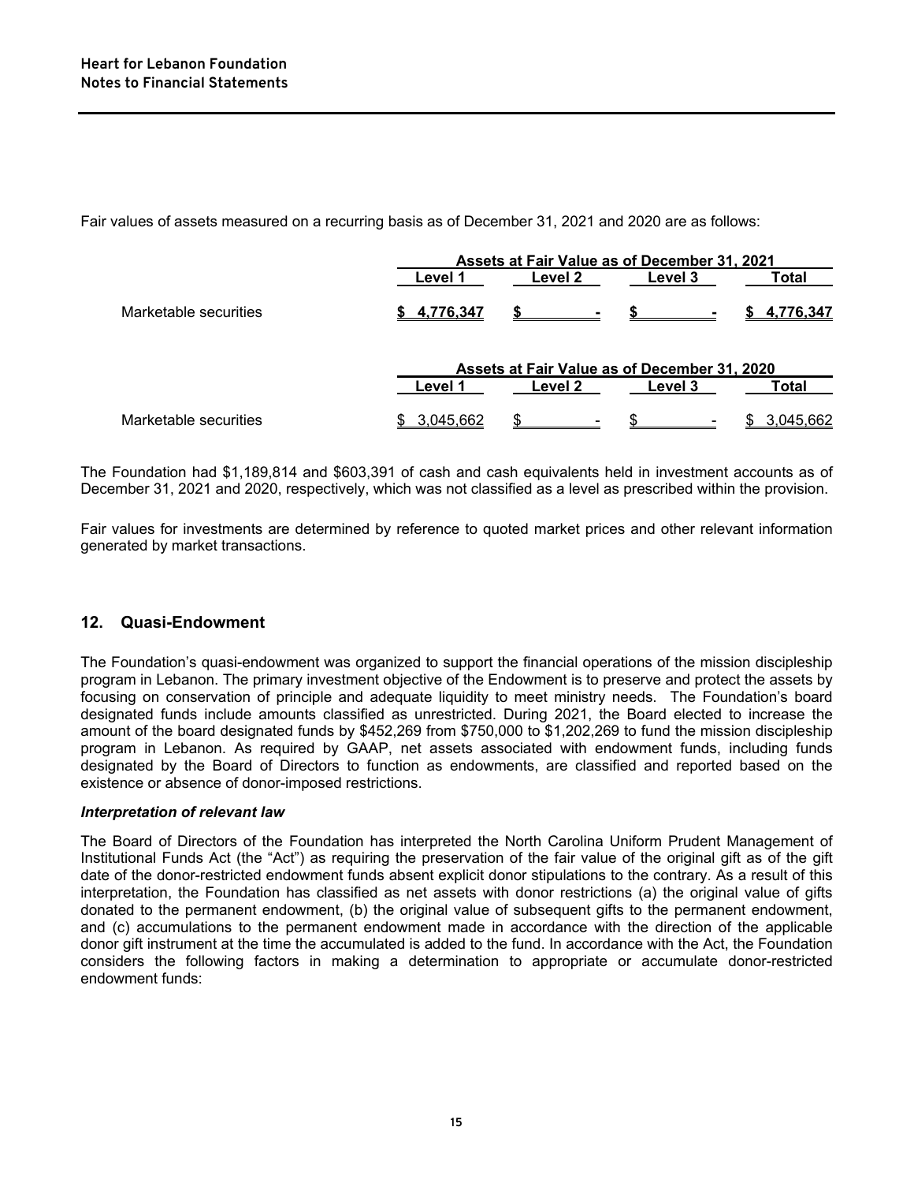Fair values of assets measured on a recurring basis as of December 31, 2021 and 2020 are as follows:

| | Assets at Fair Value as of December 31, 2021 | | | |
|---|---|---|---|---|
| | Level 1 | Level 2 | Level 3 | Total |
| Marketable securities | $ 4,776,347 | $ - | $ - | $ 4,776,347 |

| | Assets at Fair Value as of December 31, 2020 | | | |
|---|---|---|---|---|
| | Level 1 | Level 2 | Level 3 | Total |
| Marketable securities | $ 3,045,662 | $ - | $ - | $ 3,045,662 |

The Foundation had $1,189,814 and $603,391 of cash and cash equivalents held in investment accounts as of December 31, 2021 and 2020, respectively, which was not classified as a level as prescribed within the provision.

Fair values for investments are determined by reference to quoted market prices and other relevant information generated by market transactions.

## 12. Quasi-Endowment

The Foundation's quasi-endowment was organized to support the financial operations of the mission discipleship program in Lebanon. The primary investment objective of the Endowment is to preserve and protect the assets by focusing on conservation of principle and adequate liquidity to meet ministry needs. The Foundation's board designated funds include amounts classified as unrestricted. During 2021, the Board elected to increase the amount of the board designated funds by $452,269 from $750,000 to $1,202,269 to fund the mission discipleship program in Lebanon. As required by GAAP, net assets associated with endowment funds, including funds designated by the Board of Directors to function as endowments, are classified and reported based on the existence or absence of donor-imposed restrictions.

***Interpretation of relevant law***

The Board of Directors of the Foundation has interpreted the North Carolina Uniform Prudent Management of Institutional Funds Act (the "Act") as requiring the preservation of the fair value of the original gift as of the gift date of the donor-restricted endowment funds absent explicit donor stipulations to the contrary. As a result of this interpretation, the Foundation has classified as net assets with donor restrictions (a) the original value of gifts donated to the permanent endowment, (b) the original value of subsequent gifts to the permanent endowment, and (c) accumulations to the permanent endowment made in accordance with the direction of the applicable donor gift instrument at the time the accumulated is added to the fund. In accordance with the Act, the Foundation considers the following factors in making a determination to appropriate or accumulate donor-restricted endowment funds: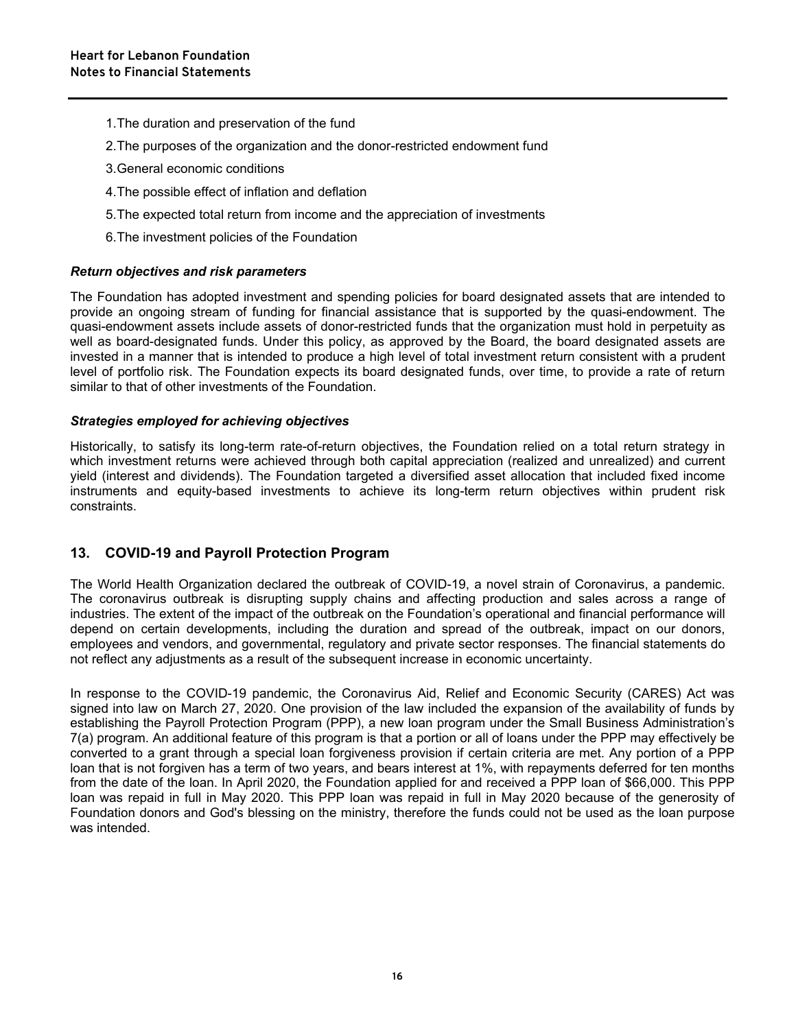1. The duration and preservation of the fund
2. The purposes of the organization and the donor-restricted endowment fund
3. General economic conditions
4. The possible effect of inflation and deflation
5. The expected total return from income and the appreciation of investments
6. The investment policies of the Foundation

***Return objectives and risk parameters***

The Foundation has adopted investment and spending policies for board designated assets that are intended to provide an ongoing stream of funding for financial assistance that is supported by the quasi-endowment. The quasi-endowment assets include assets of donor-restricted funds that the organization must hold in perpetuity as well as board-designated funds. Under this policy, as approved by the Board, the board designated assets are invested in a manner that is intended to produce a high level of total investment return consistent with a prudent level of portfolio risk. The Foundation expects its board designated funds, over time, to provide a rate of return similar to that of other investments of the Foundation.

***Strategies employed for achieving objectives***

Historically, to satisfy its long-term rate-of-return objectives, the Foundation relied on a total return strategy in which investment returns were achieved through both capital appreciation (realized and unrealized) and current yield (interest and dividends). The Foundation targeted a diversified asset allocation that included fixed income instruments and equity-based investments to achieve its long-term return objectives within prudent risk constraints.

## 13. COVID-19 and Payroll Protection Program

The World Health Organization declared the outbreak of COVID-19, a novel strain of Coronavirus, a pandemic. The coronavirus outbreak is disrupting supply chains and affecting production and sales across a range of industries. The extent of the impact of the outbreak on the Foundation's operational and financial performance will depend on certain developments, including the duration and spread of the outbreak, impact on our donors, employees and vendors, and governmental, regulatory and private sector responses. The financial statements do not reflect any adjustments as a result of the subsequent increase in economic uncertainty.

In response to the COVID-19 pandemic, the Coronavirus Aid, Relief and Economic Security (CARES) Act was signed into law on March 27, 2020. One provision of the law included the expansion of the availability of funds by establishing the Payroll Protection Program (PPP), a new loan program under the Small Business Administration's 7(a) program. An additional feature of this program is that a portion or all of loans under the PPP may effectively be converted to a grant through a special loan forgiveness provision if certain criteria are met. Any portion of a PPP loan that is not forgiven has a term of two years, and bears interest at 1%, with repayments deferred for ten months from the date of the loan. In April 2020, the Foundation applied for and received a PPP loan of $66,000. This PPP loan was repaid in full in May 2020. This PPP loan was repaid in full in May 2020 because of the generosity of Foundation donors and God's blessing on the ministry, therefore the funds could not be used as the loan purpose was intended.